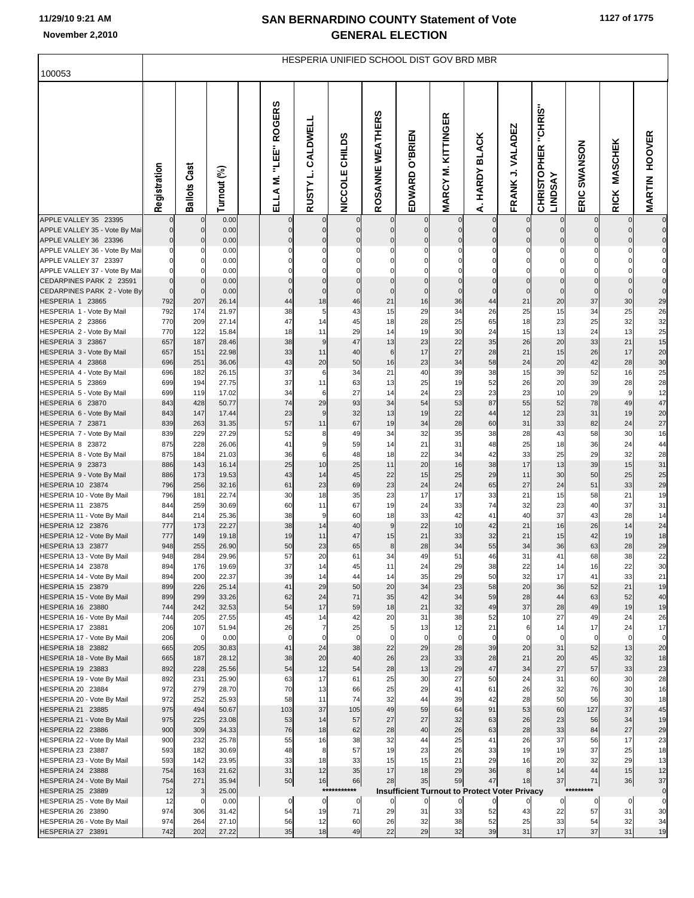# SAN BERNARDINO COUNTY Statement of Vote
## GENERAL ELECTION

November 2,2010

100053

HESPERIA UNIFIED SCHOOL DIST GOV BRD MBR

| | Registration | Ballots Cast | Turnout (%) | | ELLA M. "LEE" ROGERS | RUSTY L. CALDWELL | NICCOLE CHILDS | ROSANNE WEATHERS | EDWARD O'BRIEN | MARCY M. KITTINGER | A. HARDY BLACK | FRANK J. VALADEZ | CHRISTOPHER "CHRIS" LINDSAY | ERIC SWANSON | RICK MASCHEK | MARTIN HOOVER |
|---|---|---|---|---|---|---|---|---|---|---|---|---|---|---|---|---|
| APPLE VALLEY 35 23395 | 0 | 0 | 0.00 | | 0 | 0 | 0 | 0 | 0 | 0 | 0 | 0 | 0 | 0 | 0 | 0 |
| APPLE VALLEY 35 - Vote By Mai | 0 | 0 | 0.00 | | 0 | 0 | 0 | 0 | 0 | 0 | 0 | 0 | 0 | 0 | 0 | 0 |
| APPLE VALLEY 36 23396 | 0 | 0 | 0.00 | | 0 | 0 | 0 | 0 | 0 | 0 | 0 | 0 | 0 | 0 | 0 | 0 |
| APPLE VALLEY 36 - Vote By Mai | 0 | 0 | 0.00 | | 0 | 0 | 0 | 0 | 0 | 0 | 0 | 0 | 0 | 0 | 0 | 0 |
| APPLE VALLEY 37 23397 | 0 | 0 | 0.00 | | 0 | 0 | 0 | 0 | 0 | 0 | 0 | 0 | 0 | 0 | 0 | 0 |
| APPLE VALLEY 37 - Vote By Mai | 0 | 0 | 0.00 | | 0 | 0 | 0 | 0 | 0 | 0 | 0 | 0 | 0 | 0 | 0 | 0 |
| CEDARPINES PARK 2 23591 | 0 | 0 | 0.00 | | 0 | 0 | 0 | 0 | 0 | 0 | 0 | 0 | 0 | 0 | 0 | 0 |
| CEDARPINES PARK 2 - Vote By | 0 | 0 | 0.00 | | 0 | 0 | 0 | 0 | 0 | 0 | 0 | 0 | 0 | 0 | 0 | 0 |
| HESPERIA 1 23865 | 792 | 207 | 26.14 | | 44 | 18 | 46 | 21 | 16 | 36 | 44 | 21 | 20 | 37 | 30 | 29 |
| HESPERIA 1 - Vote By Mail | 792 | 174 | 21.97 | | 38 | 5 | 43 | 15 | 29 | 34 | 26 | 25 | 15 | 34 | 25 | 26 |
| HESPERIA 2 23866 | 770 | 209 | 27.14 | | 47 | 14 | 45 | 18 | 28 | 25 | 65 | 18 | 23 | 25 | 32 | 32 |
| HESPERIA 2 - Vote By Mail | 770 | 122 | 15.84 | | 18 | 11 | 29 | 14 | 19 | 30 | 24 | 15 | 13 | 24 | 13 | 25 |
| HESPERIA 3 23867 | 657 | 187 | 28.46 | | 38 | 9 | 47 | 13 | 23 | 22 | 35 | 26 | 20 | 33 | 21 | 15 |
| HESPERIA 3 - Vote By Mail | 657 | 151 | 22.98 | | 33 | 11 | 40 | 6 | 17 | 27 | 28 | 21 | 15 | 26 | 17 | 20 |
| HESPERIA 4 23868 | 696 | 251 | 36.06 | | 43 | 20 | 50 | 16 | 23 | 34 | 58 | 24 | 20 | 42 | 28 | 30 |
| HESPERIA 4 - Vote By Mail | 696 | 182 | 26.15 | | 37 | 6 | 34 | 21 | 40 | 39 | 38 | 15 | 39 | 52 | 16 | 25 |
| HESPERIA 5 23869 | 699 | 194 | 27.75 | | 37 | 11 | 63 | 13 | 25 | 19 | 52 | 26 | 20 | 39 | 28 | 28 |
| HESPERIA 5 - Vote By Mail | 699 | 119 | 17.02 | | 34 | 6 | 27 | 14 | 24 | 23 | 23 | 23 | 10 | 29 | 9 | 12 |
| HESPERIA 6 23870 | 843 | 428 | 50.77 | | 74 | 29 | 93 | 34 | 54 | 53 | 87 | 55 | 52 | 78 | 49 | 47 |
| HESPERIA 6 - Vote By Mail | 843 | 147 | 17.44 | | 23 | 9 | 32 | 13 | 19 | 22 | 44 | 12 | 23 | 31 | 19 | 20 |
| HESPERIA 7 23871 | 839 | 263 | 31.35 | | 57 | 11 | 67 | 19 | 34 | 28 | 60 | 31 | 33 | 82 | 24 | 27 |
| HESPERIA 7 - Vote By Mail | 839 | 229 | 27.29 | | 52 | 8 | 49 | 34 | 32 | 35 | 38 | 28 | 43 | 58 | 30 | 16 |
| HESPERIA 8 23872 | 875 | 228 | 26.06 | | 41 | 9 | 59 | 14 | 21 | 31 | 48 | 25 | 18 | 36 | 24 | 44 |
| HESPERIA 8 - Vote By Mail | 875 | 184 | 21.03 | | 36 | 6 | 48 | 18 | 22 | 34 | 42 | 33 | 25 | 29 | 32 | 28 |
| HESPERIA 9 23873 | 886 | 143 | 16.14 | | 25 | 10 | 25 | 11 | 20 | 16 | 38 | 17 | 13 | 39 | 15 | 31 |
| HESPERIA 9 - Vote By Mail | 886 | 173 | 19.53 | | 43 | 14 | 45 | 22 | 15 | 25 | 29 | 11 | 30 | 50 | 25 | 25 |
| HESPERIA 10 23874 | 796 | 256 | 32.16 | | 61 | 23 | 69 | 23 | 24 | 24 | 65 | 27 | 24 | 51 | 33 | 29 |
| HESPERIA 10 - Vote By Mail | 796 | 181 | 22.74 | | 30 | 18 | 35 | 23 | 17 | 17 | 33 | 21 | 15 | 58 | 21 | 19 |
| HESPERIA 11 23875 | 844 | 259 | 30.69 | | 60 | 11 | 67 | 19 | 24 | 33 | 74 | 32 | 23 | 40 | 37 | 31 |
| HESPERIA 11 - Vote By Mail | 844 | 214 | 25.36 | | 38 | 9 | 60 | 18 | 33 | 42 | 41 | 40 | 37 | 43 | 28 | 14 |
| HESPERIA 12 23876 | 777 | 173 | 22.27 | | 38 | 14 | 40 | 9 | 22 | 10 | 42 | 21 | 16 | 26 | 14 | 24 |
| HESPERIA 12 - Vote By Mail | 777 | 149 | 19.18 | | 19 | 11 | 47 | 15 | 21 | 33 | 32 | 21 | 15 | 42 | 19 | 18 |
| HESPERIA 13 23877 | 948 | 255 | 26.90 | | 50 | 23 | 65 | 8 | 28 | 34 | 55 | 34 | 36 | 63 | 28 | 29 |
| HESPERIA 13 - Vote By Mail | 948 | 284 | 29.96 | | 57 | 20 | 61 | 34 | 49 | 51 | 46 | 31 | 41 | 68 | 38 | 22 |
| HESPERIA 14 23878 | 894 | 176 | 19.69 | | 37 | 14 | 45 | 11 | 24 | 29 | 38 | 22 | 14 | 16 | 22 | 30 |
| HESPERIA 14 - Vote By Mail | 894 | 200 | 22.37 | | 39 | 14 | 44 | 14 | 35 | 29 | 50 | 32 | 17 | 41 | 33 | 21 |
| HESPERIA 15 23879 | 899 | 226 | 25.14 | | 41 | 29 | 50 | 20 | 34 | 23 | 58 | 20 | 36 | 52 | 21 | 19 |
| HESPERIA 15 - Vote By Mail | 899 | 299 | 33.26 | | 62 | 24 | 71 | 35 | 42 | 34 | 59 | 28 | 44 | 63 | 52 | 40 |
| HESPERIA 16 23880 | 744 | 242 | 32.53 | | 54 | 17 | 59 | 18 | 21 | 32 | 49 | 37 | 28 | 49 | 19 | 19 |
| HESPERIA 16 - Vote By Mail | 744 | 205 | 27.55 | | 45 | 14 | 42 | 20 | 31 | 38 | 52 | 10 | 27 | 49 | 24 | 26 |
| HESPERIA 17 23881 | 206 | 107 | 51.94 | | 26 | 7 | 25 | 5 | 13 | 12 | 21 | 6 | 14 | 17 | 24 | 17 |
| HESPERIA 17 - Vote By Mail | 206 | 0 | 0.00 | | 0 | 0 | 0 | 0 | 0 | 0 | 0 | 0 | 0 | 0 | 0 | 0 |
| HESPERIA 18 23882 | 665 | 205 | 30.83 | | 41 | 24 | 38 | 22 | 29 | 28 | 39 | 20 | 31 | 52 | 13 | 20 |
| HESPERIA 18 - Vote By Mail | 665 | 187 | 28.12 | | 38 | 20 | 40 | 26 | 23 | 33 | 28 | 21 | 20 | 45 | 32 | 18 |
| HESPERIA 19 23883 | 892 | 228 | 25.56 | | 54 | 12 | 54 | 28 | 13 | 29 | 47 | 34 | 27 | 57 | 33 | 23 |
| HESPERIA 19 - Vote By Mail | 892 | 231 | 25.90 | | 63 | 17 | 61 | 25 | 30 | 27 | 50 | 24 | 31 | 60 | 30 | 28 |
| HESPERIA 20 23884 | 972 | 279 | 28.70 | | 70 | 13 | 66 | 25 | 29 | 41 | 61 | 26 | 32 | 76 | 30 | 16 |
| HESPERIA 20 - Vote By Mail | 972 | 252 | 25.93 | | 58 | 11 | 74 | 32 | 44 | 39 | 42 | 28 | 50 | 56 | 30 | 18 |
| HESPERIA 21 23885 | 975 | 494 | 50.67 | | 103 | 37 | 105 | 49 | 59 | 64 | 91 | 53 | 60 | 127 | 37 | 45 |
| HESPERIA 21 - Vote By Mail | 975 | 225 | 23.08 | | 53 | 14 | 57 | 27 | 27 | 32 | 63 | 26 | 23 | 56 | 34 | 19 |
| HESPERIA 22 23886 | 900 | 309 | 34.33 | | 76 | 18 | 62 | 28 | 40 | 26 | 63 | 28 | 33 | 84 | 27 | 29 |
| HESPERIA 22 - Vote By Mail | 900 | 232 | 25.78 | | 55 | 16 | 38 | 32 | 44 | 25 | 41 | 26 | 37 | 56 | 17 | 23 |
| HESPERIA 23 23887 | 593 | 182 | 30.69 | | 48 | 8 | 57 | 19 | 23 | 26 | 33 | 19 | 19 | 37 | 25 | 18 |
| HESPERIA 23 - Vote By Mail | 593 | 142 | 23.95 | | 33 | 18 | 33 | 15 | 15 | 21 | 29 | 16 | 20 | 32 | 29 | 13 |
| HESPERIA 24 23888 | 754 | 163 | 21.62 | | 31 | 12 | 35 | 17 | 18 | 29 | 36 | 8 | 14 | 44 | 15 | 12 |
| HESPERIA 24 - Vote By Mail | 754 | 271 | 35.94 | | 50 | 16 | 66 | 28 | 35 | 59 | 47 | 18 | 37 | 71 | 36 | 37 |
| HESPERIA 25 23889 | 12 | 3 | 25.00 | | | | *********** | Insufficient Turnout to Protect Voter Privacy | | | | | | ********* | | 0 |
| HESPERIA 25 - Vote By Mail | 12 | 0 | 0.00 | | 0 | 0 | 0 | 0 | 0 | 0 | 0 | 0 | 0 | 0 | 0 | 0 |
| HESPERIA 26 23890 | 974 | 306 | 31.42 | | 54 | 19 | 71 | 29 | 31 | 33 | 52 | 43 | 22 | 57 | 31 | 30 |
| HESPERIA 26 - Vote By Mail | 974 | 264 | 27.10 | | 56 | 12 | 60 | 26 | 32 | 38 | 52 | 25 | 33 | 54 | 32 | 34 |
| HESPERIA 27 23891 | 742 | 202 | 27.22 | | 35 | 18 | 49 | 22 | 29 | 32 | 39 | 31 | 17 | 37 | 31 | 19 |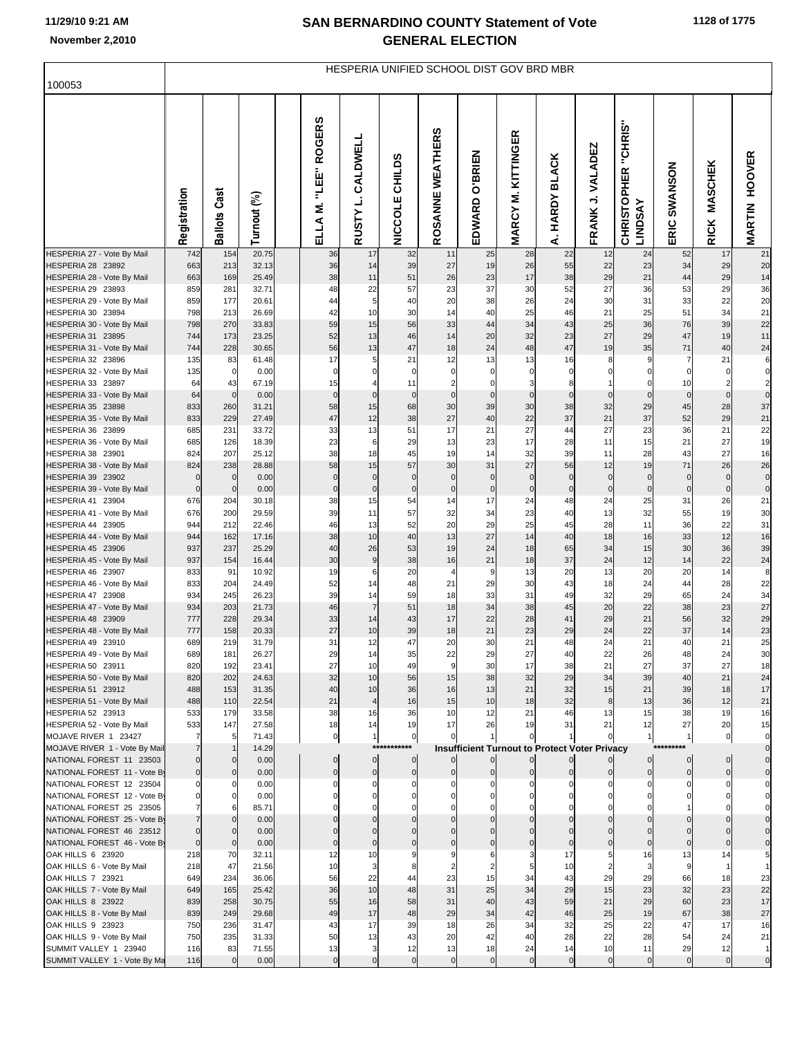# SAN BERNARDINO COUNTY Statement of Vote
## GENERAL ELECTION

HESPERIA UNIFIED SCHOOL DIST GOV BRD MBR

100053

| | Registration | Ballots Cast | Turnout (%) | | ELLA M. "LEE" ROGERS | RUSTY L. CALDWELL | NICCOLE CHILDS | ROSANNE WEATHERS | EDWARD O'BRIEN | MARCY M. KITTINGER | A. HARDY BLACK | FRANK J. VALADEZ | CHRISTOPHER "CHRIS" LINDSAY | ERIC SWANSON | RICK MASCHEK | MARTIN HOOVER |
|---|---|---|---|---|---|---|---|---|---|---|---|---|---|---|---|---|
| HESPERIA 27 - Vote By Mail | 742 | 154 | 20.75 | | 36 | 17 | 32 | 11 | 25 | 28 | 22 | 12 | 24 | 52 | 17 | 21 |
| HESPERIA 28 23892 | 663 | 213 | 32.13 | | 36 | 14 | 39 | 27 | 19 | 26 | 55 | 22 | 23 | 34 | 29 | 20 |
| HESPERIA 28 - Vote By Mail | 663 | 169 | 25.49 | | 38 | 11 | 51 | 26 | 23 | 17 | 38 | 29 | 21 | 44 | 29 | 14 |
| HESPERIA 29 23893 | 859 | 281 | 32.71 | | 48 | 22 | 57 | 23 | 37 | 30 | 52 | 27 | 36 | 53 | 29 | 36 |
| HESPERIA 29 - Vote By Mail | 859 | 177 | 20.61 | | 44 | 5 | 40 | 20 | 38 | 26 | 24 | 30 | 31 | 33 | 22 | 20 |
| HESPERIA 30 23894 | 798 | 213 | 26.69 | | 42 | 10 | 30 | 14 | 40 | 25 | 46 | 21 | 25 | 51 | 34 | 21 |
| HESPERIA 30 - Vote By Mail | 798 | 270 | 33.83 | | 59 | 15 | 56 | 33 | 44 | 34 | 43 | 25 | 36 | 76 | 39 | 22 |
| HESPERIA 31 23895 | 744 | 173 | 23.25 | | 52 | 13 | 46 | 14 | 20 | 32 | 23 | 27 | 29 | 47 | 19 | 11 |
| HESPERIA 31 - Vote By Mail | 744 | 228 | 30.65 | | 56 | 13 | 47 | 18 | 24 | 48 | 47 | 19 | 35 | 71 | 40 | 24 |
| HESPERIA 32 23896 | 135 | 83 | 61.48 | | 17 | 5 | 21 | 12 | 13 | 13 | 16 | 8 | 9 | 7 | 21 | 6 |
| HESPERIA 32 - Vote By Mail | 135 | 0 | 0.00 | | 0 | 0 | 0 | 0 | 0 | 0 | 0 | 0 | 0 | 0 | 0 | 0 |
| HESPERIA 33 23897 | 64 | 43 | 67.19 | | 15 | 4 | 11 | 2 | 0 | 3 | 8 | 1 | 0 | 10 | 2 | 2 |
| HESPERIA 33 - Vote By Mail | 64 | 0 | 0.00 | | 0 | 0 | 0 | 0 | 0 | 0 | 0 | 0 | 0 | 0 | 0 | 0 |
| HESPERIA 35 23898 | 833 | 260 | 31.21 | | 58 | 15 | 68 | 30 | 39 | 30 | 38 | 32 | 29 | 45 | 28 | 37 |
| HESPERIA 35 - Vote By Mail | 833 | 229 | 27.49 | | 47 | 12 | 38 | 27 | 40 | 22 | 37 | 21 | 37 | 52 | 29 | 21 |
| HESPERIA 36 23899 | 685 | 231 | 33.72 | | 33 | 13 | 51 | 17 | 21 | 27 | 44 | 27 | 23 | 36 | 21 | 22 |
| HESPERIA 36 - Vote By Mail | 685 | 126 | 18.39 | | 23 | 6 | 29 | 13 | 23 | 17 | 28 | 11 | 15 | 21 | 27 | 19 |
| HESPERIA 38 23901 | 824 | 207 | 25.12 | | 38 | 18 | 45 | 19 | 14 | 32 | 39 | 11 | 28 | 43 | 27 | 16 |
| HESPERIA 38 - Vote By Mail | 824 | 238 | 28.88 | | 58 | 15 | 57 | 30 | 31 | 27 | 56 | 12 | 19 | 71 | 26 | 26 |
| HESPERIA 39 23902 | 0 | 0 | 0.00 | | 0 | 0 | 0 | 0 | 0 | 0 | 0 | 0 | 0 | 0 | 0 | 0 |
| HESPERIA 39 - Vote By Mail | 0 | 0 | 0.00 | | 0 | 0 | 0 | 0 | 0 | 0 | 0 | 0 | 0 | 0 | 0 | 0 |
| HESPERIA 41 23904 | 676 | 204 | 30.18 | | 38 | 15 | 54 | 14 | 17 | 24 | 48 | 24 | 25 | 31 | 26 | 21 |
| HESPERIA 41 - Vote By Mail | 676 | 200 | 29.59 | | 39 | 11 | 57 | 32 | 34 | 23 | 40 | 13 | 32 | 55 | 19 | 30 |
| HESPERIA 44 23905 | 944 | 212 | 22.46 | | 46 | 13 | 52 | 20 | 29 | 25 | 45 | 28 | 11 | 36 | 22 | 31 |
| HESPERIA 44 - Vote By Mail | 944 | 162 | 17.16 | | 38 | 10 | 40 | 13 | 27 | 14 | 40 | 18 | 16 | 33 | 12 | 16 |
| HESPERIA 45 23906 | 937 | 237 | 25.29 | | 40 | 26 | 53 | 19 | 24 | 18 | 65 | 34 | 15 | 30 | 36 | 39 |
| HESPERIA 45 - Vote By Mail | 937 | 154 | 16.44 | | 30 | 9 | 38 | 16 | 21 | 18 | 37 | 24 | 12 | 14 | 22 | 24 |
| HESPERIA 46 23907 | 833 | 91 | 10.92 | | 19 | 6 | 20 | 4 | 9 | 13 | 20 | 13 | 20 | 20 | 14 | 8 |
| HESPERIA 46 - Vote By Mail | 833 | 204 | 24.49 | | 52 | 14 | 48 | 21 | 29 | 30 | 43 | 18 | 24 | 44 | 28 | 22 |
| HESPERIA 47 23908 | 934 | 245 | 26.23 | | 39 | 14 | 59 | 18 | 33 | 31 | 49 | 32 | 29 | 65 | 24 | 34 |
| HESPERIA 47 - Vote By Mail | 934 | 203 | 21.73 | | 46 | 7 | 51 | 18 | 34 | 38 | 45 | 20 | 22 | 38 | 23 | 27 |
| HESPERIA 48 23909 | 777 | 228 | 29.34 | | 33 | 14 | 43 | 17 | 22 | 28 | 41 | 29 | 21 | 56 | 32 | 29 |
| HESPERIA 48 - Vote By Mail | 777 | 158 | 20.33 | | 27 | 10 | 39 | 18 | 21 | 23 | 29 | 24 | 22 | 37 | 14 | 23 |
| HESPERIA 49 23910 | 689 | 219 | 31.79 | | 31 | 12 | 47 | 20 | 30 | 21 | 48 | 24 | 21 | 40 | 21 | 25 |
| HESPERIA 49 - Vote By Mail | 689 | 181 | 26.27 | | 29 | 14 | 35 | 22 | 29 | 27 | 40 | 22 | 26 | 48 | 24 | 30 |
| HESPERIA 50 23911 | 820 | 192 | 23.41 | | 27 | 10 | 49 | 9 | 30 | 17 | 38 | 21 | 27 | 37 | 27 | 18 |
| HESPERIA 50 - Vote By Mail | 820 | 202 | 24.63 | | 32 | 10 | 56 | 15 | 38 | 32 | 29 | 34 | 39 | 40 | 21 | 24 |
| HESPERIA 51 23912 | 488 | 153 | 31.35 | | 40 | 10 | 36 | 16 | 13 | 21 | 32 | 15 | 21 | 39 | 18 | 17 |
| HESPERIA 51 - Vote By Mail | 488 | 110 | 22.54 | | 21 | 4 | 16 | 15 | 10 | 18 | 32 | 8 | 13 | 36 | 12 | 21 |
| HESPERIA 52 23913 | 533 | 179 | 33.58 | | 38 | 16 | 36 | 10 | 12 | 21 | 46 | 13 | 15 | 38 | 19 | 16 |
| HESPERIA 52 - Vote By Mail | 533 | 147 | 27.58 | | 18 | 14 | 19 | 17 | 26 | 19 | 31 | 21 | 12 | 27 | 20 | 15 |
| MOJAVE RIVER 1 23427 | 7 | 5 | 71.43 | | 0 | 1 | 0 | 0 | 1 | 0 | 1 | 0 | 1 | 1 | 0 | 0 |
| MOJAVE RIVER 1 - Vote By Mail | 7 | 1 | 14.29 | | | | *********** | Insufficient Turnout to Protect Voter Privacy | | | | | | ********* | | 0 |
| NATIONAL FOREST 11 23503 | 0 | 0 | 0.00 | | 0 | 0 | 0 | 0 | 0 | 0 | 0 | 0 | 0 | 0 | 0 | 0 |
| NATIONAL FOREST 11 - Vote By | 0 | 0 | 0.00 | | 0 | 0 | 0 | 0 | 0 | 0 | 0 | 0 | 0 | 0 | 0 | 0 |
| NATIONAL FOREST 12 23504 | 0 | 0 | 0.00 | | 0 | 0 | 0 | 0 | 0 | 0 | 0 | 0 | 0 | 0 | 0 | 0 |
| NATIONAL FOREST 12 - Vote By | 0 | 0 | 0.00 | | 0 | 0 | 0 | 0 | 0 | 0 | 0 | 0 | 0 | 0 | 0 | 0 |
| NATIONAL FOREST 25 23505 | 7 | 6 | 85.71 | | 0 | 0 | 0 | 0 | 0 | 0 | 0 | 0 | 0 | 1 | 0 | 0 |
| NATIONAL FOREST 25 - Vote By | 7 | 0 | 0.00 | | 0 | 0 | 0 | 0 | 0 | 0 | 0 | 0 | 0 | 0 | 0 | 0 |
| NATIONAL FOREST 46 23512 | 0 | 0 | 0.00 | | 0 | 0 | 0 | 0 | 0 | 0 | 0 | 0 | 0 | 0 | 0 | 0 |
| NATIONAL FOREST 46 - Vote By | 0 | 0 | 0.00 | | 0 | 0 | 0 | 0 | 0 | 0 | 0 | 0 | 0 | 0 | 0 | 0 |
| OAK HILLS 6 23920 | 218 | 70 | 32.11 | | 12 | 10 | 9 | 9 | 6 | 3 | 17 | 5 | 16 | 13 | 14 | 5 |
| OAK HILLS 6 - Vote By Mail | 218 | 47 | 21.56 | | 10 | 3 | 8 | 2 | 2 | 5 | 10 | 2 | 3 | 9 | 1 | 1 |
| OAK HILLS 7 23921 | 649 | 234 | 36.06 | | 56 | 22 | 44 | 23 | 15 | 34 | 43 | 29 | 29 | 66 | 18 | 23 |
| OAK HILLS 7 - Vote By Mail | 649 | 165 | 25.42 | | 36 | 10 | 48 | 31 | 25 | 34 | 29 | 15 | 23 | 32 | 23 | 22 |
| OAK HILLS 8 23922 | 839 | 258 | 30.75 | | 55 | 16 | 58 | 31 | 40 | 43 | 59 | 21 | 29 | 60 | 23 | 17 |
| OAK HILLS 8 - Vote By Mail | 839 | 249 | 29.68 | | 49 | 17 | 48 | 29 | 34 | 42 | 46 | 25 | 19 | 67 | 38 | 27 |
| OAK HILLS 9 23923 | 750 | 236 | 31.47 | | 43 | 17 | 39 | 18 | 26 | 34 | 32 | 25 | 22 | 47 | 17 | 16 |
| OAK HILLS 9 - Vote By Mail | 750 | 235 | 31.33 | | 50 | 13 | 43 | 20 | 42 | 40 | 28 | 22 | 28 | 54 | 24 | 21 |
| SUMMIT VALLEY 1 23940 | 116 | 83 | 71.55 | | 13 | 3 | 12 | 13 | 18 | 24 | 14 | 10 | 11 | 29 | 12 | 1 |
| SUMMIT VALLEY 1 - Vote By Ma | 116 | 0 | 0.00 | | 0 | 0 | 0 | 0 | 0 | 0 | 0 | 0 | 0 | 0 | 0 | 0 |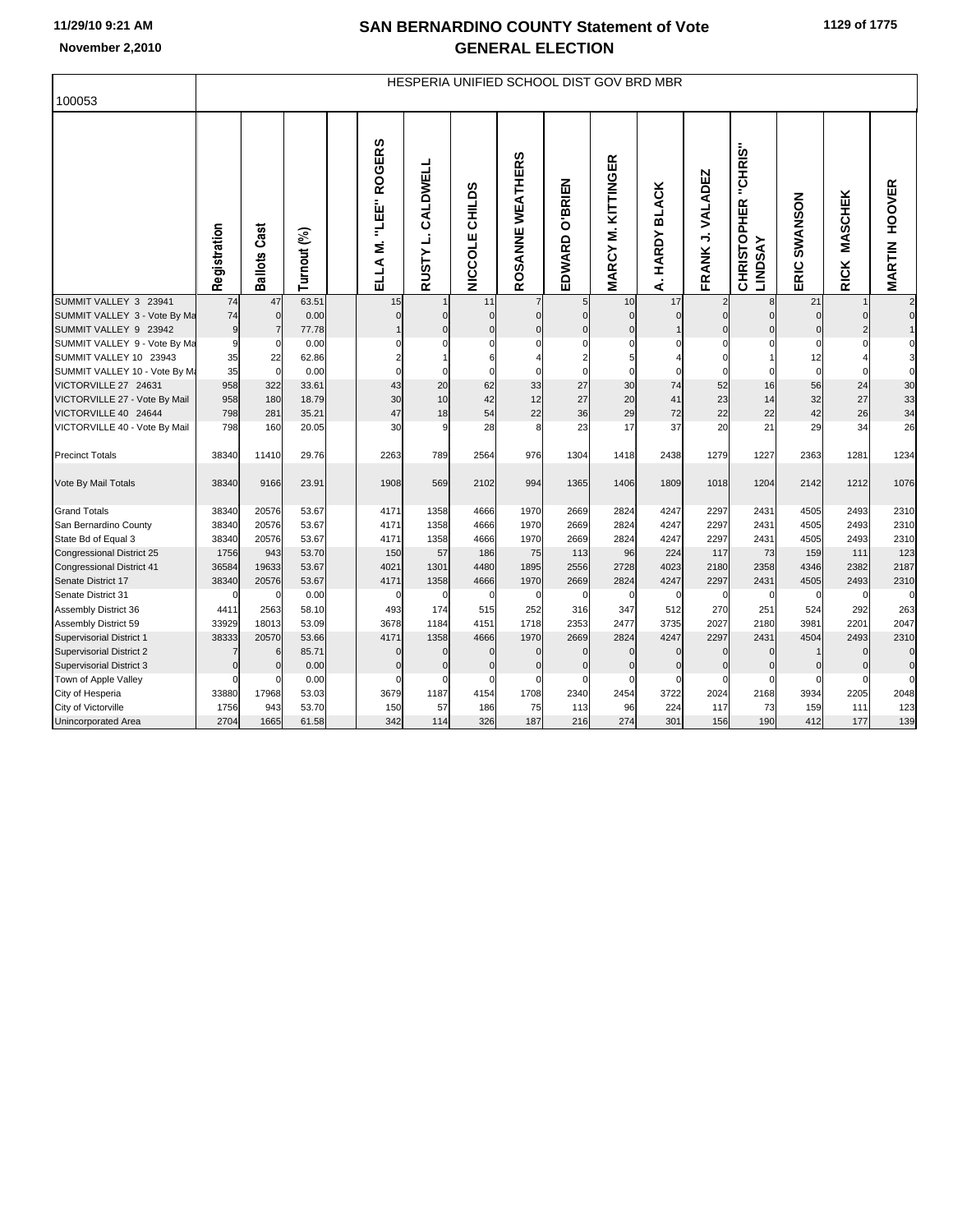# SAN BERNARDINO COUNTY Statement of Vote
## GENERAL ELECTION

November 2,2010

100053

| | Registration | Ballots Cast | Turnout (%) | | ELLA M. "LEE" ROGERS | RUSTY L. CALDWELL | NICCOLE CHILDS | ROSANNE WEATHERS | EDWARD O'BRIEN | MARCY M. KITTINGER | A. HARDY BLACK | FRANK J. VALADEZ | CHRISTOPHER "CHRIS" LINDSAY | ERIC SWANSON | RICK MASCHEK | MARTIN HOOVER |
|---|---|---|---|---|---|---|---|---|---|---|---|---|---|---|---|---|
| | | | | | HESPERIA UNIFIED SCHOOL DIST GOV BRD MBR | | | | | | | | | | | |
| SUMMIT VALLEY 3 23941 | 74 | 47 | 63.51 | | 15 | 1 | 11 | 7 | 5 | 10 | 17 | 2 | 8 | 21 | 1 | 2 |
| SUMMIT VALLEY 3 - Vote By Ma | 74 | 0 | 0.00 | | 0 | 0 | 0 | 0 | 0 | 0 | 0 | 0 | 0 | 0 | 0 | 0 |
| SUMMIT VALLEY 9 23942 | 9 | 7 | 77.78 | | 1 | 0 | 0 | 0 | 0 | 0 | 1 | 0 | 0 | 0 | 2 | 1 |
| SUMMIT VALLEY 9 - Vote By Ma | 9 | 0 | 0.00 | | 0 | 0 | 0 | 0 | 0 | 0 | 0 | 0 | 0 | 0 | 0 | 0 |
| SUMMIT VALLEY 10 23943 | 35 | 22 | 62.86 | | 2 | 1 | 6 | 4 | 2 | 5 | 4 | 0 | 1 | 12 | 4 | 3 |
| SUMMIT VALLEY 10 - Vote By Ma | 35 | 0 | 0.00 | | 0 | 0 | 0 | 0 | 0 | 0 | 0 | 0 | 0 | 0 | 0 | 0 |
| VICTORVILLE 27 24631 | 958 | 322 | 33.61 | | 43 | 20 | 62 | 33 | 27 | 30 | 74 | 52 | 16 | 56 | 24 | 30 |
| VICTORVILLE 27 - Vote By Mail | 958 | 180 | 18.79 | | 30 | 10 | 42 | 12 | 27 | 20 | 41 | 23 | 14 | 32 | 27 | 33 |
| VICTORVILLE 40 24644 | 798 | 281 | 35.21 | | 47 | 18 | 54 | 22 | 36 | 29 | 72 | 22 | 22 | 42 | 26 | 34 |
| VICTORVILLE 40 - Vote By Mail | 798 | 160 | 20.05 | | 30 | 9 | 28 | 8 | 23 | 17 | 37 | 20 | 21 | 29 | 34 | 26 |
| Precinct Totals | 38340 | 11410 | 29.76 | | 2263 | 789 | 2564 | 976 | 1304 | 1418 | 2438 | 1279 | 1227 | 2363 | 1281 | 1234 |
| Vote By Mail Totals | 38340 | 9166 | 23.91 | | 1908 | 569 | 2102 | 994 | 1365 | 1406 | 1809 | 1018 | 1204 | 2142 | 1212 | 1076 |
| Grand Totals | 38340 | 20576 | 53.67 | | 4171 | 1358 | 4666 | 1970 | 2669 | 2824 | 4247 | 2297 | 2431 | 4505 | 2493 | 2310 |
| San Bernardino County | 38340 | 20576 | 53.67 | | 4171 | 1358 | 4666 | 1970 | 2669 | 2824 | 4247 | 2297 | 2431 | 4505 | 2493 | 2310 |
| State Bd of Equal 3 | 38340 | 20576 | 53.67 | | 4171 | 1358 | 4666 | 1970 | 2669 | 2824 | 4247 | 2297 | 2431 | 4505 | 2493 | 2310 |
| Congressional District 25 | 1756 | 943 | 53.70 | | 150 | 57 | 186 | 75 | 113 | 96 | 224 | 117 | 73 | 159 | 111 | 123 |
| Congressional District 41 | 36584 | 19633 | 53.67 | | 4021 | 1301 | 4480 | 1895 | 2556 | 2728 | 4023 | 2180 | 2358 | 4346 | 2382 | 2187 |
| Senate District 17 | 38340 | 20576 | 53.67 | | 4171 | 1358 | 4666 | 1970 | 2669 | 2824 | 4247 | 2297 | 2431 | 4505 | 2493 | 2310 |
| Senate District 31 | 0 | 0 | 0.00 | | 0 | 0 | 0 | 0 | 0 | 0 | 0 | 0 | 0 | 0 | 0 | 0 |
| Assembly District 36 | 4411 | 2563 | 58.10 | | 493 | 174 | 515 | 252 | 316 | 347 | 512 | 270 | 251 | 524 | 292 | 263 |
| Assembly District 59 | 33929 | 18013 | 53.09 | | 3678 | 1184 | 4151 | 1718 | 2353 | 2477 | 3735 | 2027 | 2180 | 3981 | 2201 | 2047 |
| Supervisorial District 1 | 38333 | 20570 | 53.66 | | 4171 | 1358 | 4666 | 1970 | 2669 | 2824 | 4247 | 2297 | 2431 | 4504 | 2493 | 2310 |
| Supervisorial District 2 | 7 | 6 | 85.71 | | 0 | 0 | 0 | 0 | 0 | 0 | 0 | 0 | 0 | 1 | 0 | 0 |
| Supervisorial District 3 | 0 | 0 | 0.00 | | 0 | 0 | 0 | 0 | 0 | 0 | 0 | 0 | 0 | 0 | 0 | 0 |
| Town of Apple Valley | 0 | 0 | 0.00 | | 0 | 0 | 0 | 0 | 0 | 0 | 0 | 0 | 0 | 0 | 0 | 0 |
| City of Hesperia | 33880 | 17968 | 53.03 | | 3679 | 1187 | 4154 | 1708 | 2340 | 2454 | 3722 | 2024 | 2168 | 3934 | 2205 | 2048 |
| City of Victorville | 1756 | 943 | 53.70 | | 150 | 57 | 186 | 75 | 113 | 96 | 224 | 117 | 73 | 159 | 111 | 123 |
| Unincorporated Area | 2704 | 1665 | 61.58 | | 342 | 114 | 326 | 187 | 216 | 274 | 301 | 156 | 190 | 412 | 177 | 139 |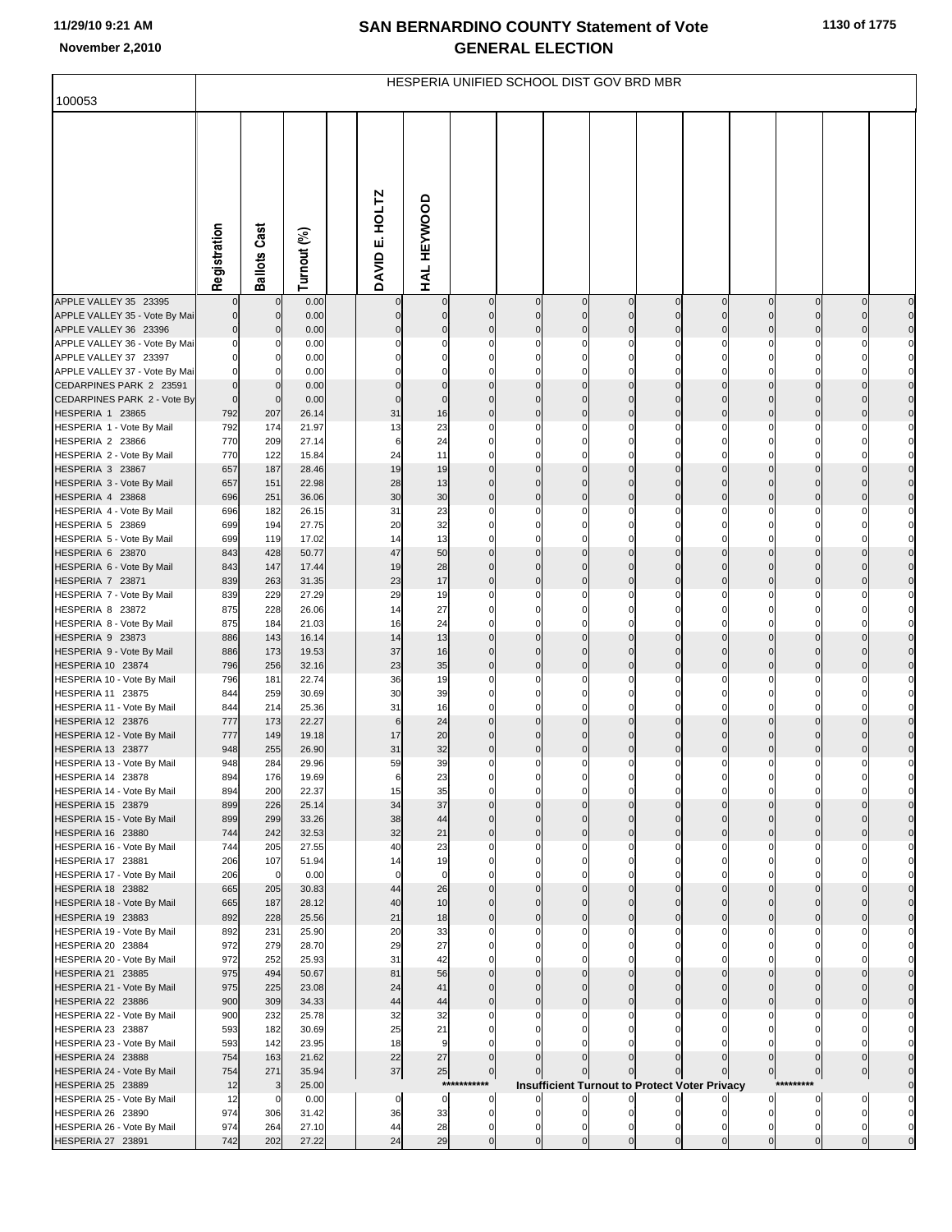# SAN BERNARDINO COUNTY Statement of Vote
# GENERAL ELECTION

11/29/10 9:21 AM
November 2,2010

100053

HESPERIA UNIFIED SCHOOL DIST GOV BRD MBR

| | Registration | Ballots Cast | Turnout (%) | | DAVID E. HOLTZ | HAL HEYWOOD | | | | | | | | | | |
|---|---|---|---|---|---|---|---|---|---|---|---|---|---|---|---|---|
| APPLE VALLEY 35 23395 | 0 | 0 | 0.00 | | 0 | 0 | 0 | 0 | 0 | 0 | 0 | 0 | 0 | 0 | 0 | 0 |
| APPLE VALLEY 35 - Vote By Mai | 0 | 0 | 0.00 | | 0 | 0 | 0 | 0 | 0 | 0 | 0 | 0 | 0 | 0 | 0 | 0 |
| APPLE VALLEY 36 23396 | 0 | 0 | 0.00 | | 0 | 0 | 0 | 0 | 0 | 0 | 0 | 0 | 0 | 0 | 0 | 0 |
| APPLE VALLEY 36 - Vote By Mai | 0 | 0 | 0.00 | | 0 | 0 | 0 | 0 | 0 | 0 | 0 | 0 | 0 | 0 | 0 | 0 |
| APPLE VALLEY 37 23397 | 0 | 0 | 0.00 | | 0 | 0 | 0 | 0 | 0 | 0 | 0 | 0 | 0 | 0 | 0 | 0 |
| APPLE VALLEY 37 - Vote By Mai | 0 | 0 | 0.00 | | 0 | 0 | 0 | 0 | 0 | 0 | 0 | 0 | 0 | 0 | 0 | 0 |
| CEDARPINES PARK 2 23591 | 0 | 0 | 0.00 | | 0 | 0 | 0 | 0 | 0 | 0 | 0 | 0 | 0 | 0 | 0 | 0 |
| CEDARPINES PARK 2 - Vote By | 0 | 0 | 0.00 | | 0 | 0 | 0 | 0 | 0 | 0 | 0 | 0 | 0 | 0 | 0 | 0 |
| HESPERIA 1 23865 | 792 | 207 | 26.14 | | 31 | 16 | 0 | 0 | 0 | 0 | 0 | 0 | 0 | 0 | 0 | 0 |
| HESPERIA 1 - Vote By Mail | 792 | 174 | 21.97 | | 13 | 23 | 0 | 0 | 0 | 0 | 0 | 0 | 0 | 0 | 0 | 0 |
| HESPERIA 2 23866 | 770 | 209 | 27.14 | | 6 | 24 | 0 | 0 | 0 | 0 | 0 | 0 | 0 | 0 | 0 | 0 |
| HESPERIA 2 - Vote By Mail | 770 | 122 | 15.84 | | 24 | 11 | 0 | 0 | 0 | 0 | 0 | 0 | 0 | 0 | 0 | 0 |
| HESPERIA 3 23867 | 657 | 187 | 28.46 | | 19 | 19 | 0 | 0 | 0 | 0 | 0 | 0 | 0 | 0 | 0 | 0 |
| HESPERIA 3 - Vote By Mail | 657 | 151 | 22.98 | | 28 | 13 | 0 | 0 | 0 | 0 | 0 | 0 | 0 | 0 | 0 | 0 |
| HESPERIA 4 23868 | 696 | 251 | 36.06 | | 30 | 30 | 0 | 0 | 0 | 0 | 0 | 0 | 0 | 0 | 0 | 0 |
| HESPERIA 4 - Vote By Mail | 696 | 182 | 26.15 | | 31 | 23 | 0 | 0 | 0 | 0 | 0 | 0 | 0 | 0 | 0 | 0 |
| HESPERIA 5 23869 | 699 | 194 | 27.75 | | 20 | 32 | 0 | 0 | 0 | 0 | 0 | 0 | 0 | 0 | 0 | 0 |
| HESPERIA 5 - Vote By Mail | 699 | 119 | 17.02 | | 14 | 13 | 0 | 0 | 0 | 0 | 0 | 0 | 0 | 0 | 0 | 0 |
| HESPERIA 6 23870 | 843 | 428 | 50.77 | | 47 | 50 | 0 | 0 | 0 | 0 | 0 | 0 | 0 | 0 | 0 | 0 |
| HESPERIA 6 - Vote By Mail | 843 | 147 | 17.44 | | 19 | 28 | 0 | 0 | 0 | 0 | 0 | 0 | 0 | 0 | 0 | 0 |
| HESPERIA 7 23871 | 839 | 263 | 31.35 | | 23 | 17 | 0 | 0 | 0 | 0 | 0 | 0 | 0 | 0 | 0 | 0 |
| HESPERIA 7 - Vote By Mail | 839 | 229 | 27.29 | | 29 | 19 | 0 | 0 | 0 | 0 | 0 | 0 | 0 | 0 | 0 | 0 |
| HESPERIA 8 23872 | 875 | 228 | 26.06 | | 14 | 27 | 0 | 0 | 0 | 0 | 0 | 0 | 0 | 0 | 0 | 0 |
| HESPERIA 8 - Vote By Mail | 875 | 184 | 21.03 | | 16 | 24 | 0 | 0 | 0 | 0 | 0 | 0 | 0 | 0 | 0 | 0 |
| HESPERIA 9 23873 | 886 | 143 | 16.14 | | 14 | 13 | 0 | 0 | 0 | 0 | 0 | 0 | 0 | 0 | 0 | 0 |
| HESPERIA 9 - Vote By Mail | 886 | 173 | 19.53 | | 37 | 16 | 0 | 0 | 0 | 0 | 0 | 0 | 0 | 0 | 0 | 0 |
| HESPERIA 10 23874 | 796 | 256 | 32.16 | | 23 | 35 | 0 | 0 | 0 | 0 | 0 | 0 | 0 | 0 | 0 | 0 |
| HESPERIA 10 - Vote By Mail | 796 | 181 | 22.74 | | 36 | 19 | 0 | 0 | 0 | 0 | 0 | 0 | 0 | 0 | 0 | 0 |
| HESPERIA 11 23875 | 844 | 259 | 30.69 | | 30 | 39 | 0 | 0 | 0 | 0 | 0 | 0 | 0 | 0 | 0 | 0 |
| HESPERIA 11 - Vote By Mail | 844 | 214 | 25.36 | | 31 | 16 | 0 | 0 | 0 | 0 | 0 | 0 | 0 | 0 | 0 | 0 |
| HESPERIA 12 23876 | 777 | 173 | 22.27 | | 6 | 24 | 0 | 0 | 0 | 0 | 0 | 0 | 0 | 0 | 0 | 0 |
| HESPERIA 12 - Vote By Mail | 777 | 149 | 19.18 | | 17 | 20 | 0 | 0 | 0 | 0 | 0 | 0 | 0 | 0 | 0 | 0 |
| HESPERIA 13 23877 | 948 | 255 | 26.90 | | 31 | 32 | 0 | 0 | 0 | 0 | 0 | 0 | 0 | 0 | 0 | 0 |
| HESPERIA 13 - Vote By Mail | 948 | 284 | 29.96 | | 59 | 39 | 0 | 0 | 0 | 0 | 0 | 0 | 0 | 0 | 0 | 0 |
| HESPERIA 14 23878 | 894 | 176 | 19.69 | | 6 | 23 | 0 | 0 | 0 | 0 | 0 | 0 | 0 | 0 | 0 | 0 |
| HESPERIA 14 - Vote By Mail | 894 | 200 | 22.37 | | 15 | 35 | 0 | 0 | 0 | 0 | 0 | 0 | 0 | 0 | 0 | 0 |
| HESPERIA 15 23879 | 899 | 226 | 25.14 | | 34 | 37 | 0 | 0 | 0 | 0 | 0 | 0 | 0 | 0 | 0 | 0 |
| HESPERIA 15 - Vote By Mail | 899 | 299 | 33.26 | | 38 | 44 | 0 | 0 | 0 | 0 | 0 | 0 | 0 | 0 | 0 | 0 |
| HESPERIA 16 23880 | 744 | 242 | 32.53 | | 32 | 21 | 0 | 0 | 0 | 0 | 0 | 0 | 0 | 0 | 0 | 0 |
| HESPERIA 16 - Vote By Mail | 744 | 205 | 27.55 | | 40 | 23 | 0 | 0 | 0 | 0 | 0 | 0 | 0 | 0 | 0 | 0 |
| HESPERIA 17 23881 | 206 | 107 | 51.94 | | 14 | 19 | 0 | 0 | 0 | 0 | 0 | 0 | 0 | 0 | 0 | 0 |
| HESPERIA 17 - Vote By Mail | 206 | 0 | 0.00 | | 0 | 0 | 0 | 0 | 0 | 0 | 0 | 0 | 0 | 0 | 0 | 0 |
| HESPERIA 18 23882 | 665 | 205 | 30.83 | | 44 | 26 | 0 | 0 | 0 | 0 | 0 | 0 | 0 | 0 | 0 | 0 |
| HESPERIA 18 - Vote By Mail | 665 | 187 | 28.12 | | 40 | 10 | 0 | 0 | 0 | 0 | 0 | 0 | 0 | 0 | 0 | 0 |
| HESPERIA 19 23883 | 892 | 228 | 25.56 | | 21 | 18 | 0 | 0 | 0 | 0 | 0 | 0 | 0 | 0 | 0 | 0 |
| HESPERIA 19 - Vote By Mail | 892 | 231 | 25.90 | | 20 | 33 | 0 | 0 | 0 | 0 | 0 | 0 | 0 | 0 | 0 | 0 |
| HESPERIA 20 23884 | 972 | 279 | 28.70 | | 29 | 27 | 0 | 0 | 0 | 0 | 0 | 0 | 0 | 0 | 0 | 0 |
| HESPERIA 20 - Vote By Mail | 972 | 252 | 25.93 | | 31 | 42 | 0 | 0 | 0 | 0 | 0 | 0 | 0 | 0 | 0 | 0 |
| HESPERIA 21 23885 | 975 | 494 | 50.67 | | 81 | 56 | 0 | 0 | 0 | 0 | 0 | 0 | 0 | 0 | 0 | 0 |
| HESPERIA 21 - Vote By Mail | 975 | 225 | 23.08 | | 24 | 41 | 0 | 0 | 0 | 0 | 0 | 0 | 0 | 0 | 0 | 0 |
| HESPERIA 22 23886 | 900 | 309 | 34.33 | | 44 | 44 | 0 | 0 | 0 | 0 | 0 | 0 | 0 | 0 | 0 | 0 |
| HESPERIA 22 - Vote By Mail | 900 | 232 | 25.78 | | 32 | 32 | 0 | 0 | 0 | 0 | 0 | 0 | 0 | 0 | 0 | 0 |
| HESPERIA 23 23887 | 593 | 182 | 30.69 | | 25 | 21 | 0 | 0 | 0 | 0 | 0 | 0 | 0 | 0 | 0 | 0 |
| HESPERIA 23 - Vote By Mail | 593 | 142 | 23.95 | | 18 | 9 | 0 | 0 | 0 | 0 | 0 | 0 | 0 | 0 | 0 | 0 |
| HESPERIA 24 23888 | 754 | 163 | 21.62 | | 22 | 27 | 0 | 0 | 0 | 0 | 0 | 0 | 0 | 0 | 0 | 0 |
| HESPERIA 24 - Vote By Mail | 754 | 271 | 35.94 | | 37 | 25 | 0 | 0 | 0 | 0 | 0 | 0 | 0 | 0 | 0 | 0 |
| HESPERIA 25 23889 | 12 | 3 | 25.00 | | | | *********** | Insufficient Turnout to Protect Voter Privacy | | | | | | ********* | | 0 |
| HESPERIA 25 - Vote By Mail | 12 | 0 | 0.00 | | 0 | 0 | 0 | 0 | 0 | 0 | 0 | 0 | 0 | 0 | 0 | 0 |
| HESPERIA 26 23890 | 974 | 306 | 31.42 | | 36 | 33 | 0 | 0 | 0 | 0 | 0 | 0 | 0 | 0 | 0 | 0 |
| HESPERIA 26 - Vote By Mail | 974 | 264 | 27.10 | | 44 | 28 | 0 | 0 | 0 | 0 | 0 | 0 | 0 | 0 | 0 | 0 |
| HESPERIA 27 23891 | 742 | 202 | 27.22 | | 24 | 29 | 0 | 0 | 0 | 0 | 0 | 0 | 0 | 0 | 0 | 0 |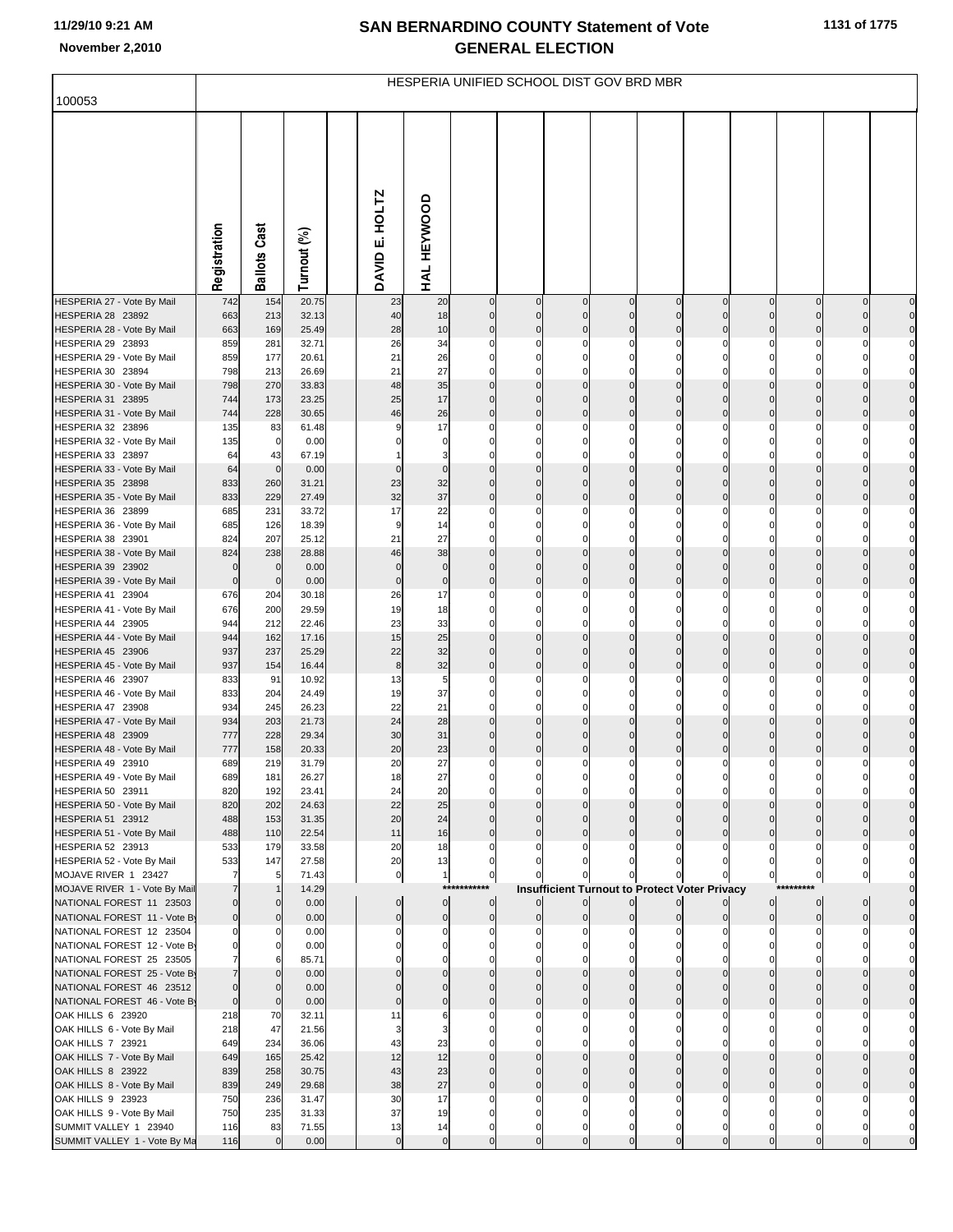# SAN BERNARDINO COUNTY Statement of Vote
## GENERAL ELECTION

11/29/10 9:21 AM
November 2,2010

HESPERIA UNIFIED SCHOOL DIST GOV BRD MBR

100053

| | Registration | Ballots Cast | Turnout (%) | | DAVID E. HOLTZ | HAL HEYWOOD | | | | | | | | | | |
|---|---|---|---|---|---|---|---|---|---|---|---|---|---|---|---|---|
| HESPERIA 27 - Vote By Mail | 742 | 154 | 20.75 | | 23 | 20 | 0 | 0 | 0 | 0 | 0 | 0 | 0 | 0 | 0 | 0 |
| HESPERIA 28 23892 | 663 | 213 | 32.13 | | 40 | 18 | 0 | 0 | 0 | 0 | 0 | 0 | 0 | 0 | 0 | 0 |
| HESPERIA 28 - Vote By Mail | 663 | 169 | 25.49 | | 28 | 10 | 0 | 0 | 0 | 0 | 0 | 0 | 0 | 0 | 0 | 0 |
| HESPERIA 29 23893 | 859 | 281 | 32.71 | | 26 | 34 | 0 | 0 | 0 | 0 | 0 | 0 | 0 | 0 | 0 | 0 |
| HESPERIA 29 - Vote By Mail | 859 | 177 | 20.61 | | 21 | 26 | 0 | 0 | 0 | 0 | 0 | 0 | 0 | 0 | 0 | 0 |
| HESPERIA 30 23894 | 798 | 213 | 26.69 | | 21 | 27 | 0 | 0 | 0 | 0 | 0 | 0 | 0 | 0 | 0 | 0 |
| HESPERIA 30 - Vote By Mail | 798 | 270 | 33.83 | | 48 | 35 | 0 | 0 | 0 | 0 | 0 | 0 | 0 | 0 | 0 | 0 |
| HESPERIA 31 23895 | 744 | 173 | 23.25 | | 25 | 17 | 0 | 0 | 0 | 0 | 0 | 0 | 0 | 0 | 0 | 0 |
| HESPERIA 31 - Vote By Mail | 744 | 228 | 30.65 | | 46 | 26 | 0 | 0 | 0 | 0 | 0 | 0 | 0 | 0 | 0 | 0 |
| HESPERIA 32 23896 | 135 | 83 | 61.48 | | 9 | 17 | 0 | 0 | 0 | 0 | 0 | 0 | 0 | 0 | 0 | 0 |
| HESPERIA 32 - Vote By Mail | 135 | 0 | 0.00 | | 0 | 0 | 0 | 0 | 0 | 0 | 0 | 0 | 0 | 0 | 0 | 0 |
| HESPERIA 33 23897 | 64 | 43 | 67.19 | | 1 | 3 | 0 | 0 | 0 | 0 | 0 | 0 | 0 | 0 | 0 | 0 |
| HESPERIA 33 - Vote By Mail | 64 | 0 | 0.00 | | 0 | 0 | 0 | 0 | 0 | 0 | 0 | 0 | 0 | 0 | 0 | 0 |
| HESPERIA 35 23898 | 833 | 260 | 31.21 | | 23 | 32 | 0 | 0 | 0 | 0 | 0 | 0 | 0 | 0 | 0 | 0 |
| HESPERIA 35 - Vote By Mail | 833 | 229 | 27.49 | | 32 | 37 | 0 | 0 | 0 | 0 | 0 | 0 | 0 | 0 | 0 | 0 |
| HESPERIA 36 23899 | 685 | 231 | 33.72 | | 17 | 22 | 0 | 0 | 0 | 0 | 0 | 0 | 0 | 0 | 0 | 0 |
| HESPERIA 36 - Vote By Mail | 685 | 126 | 18.39 | | 9 | 14 | 0 | 0 | 0 | 0 | 0 | 0 | 0 | 0 | 0 | 0 |
| HESPERIA 38 23901 | 824 | 207 | 25.12 | | 21 | 27 | 0 | 0 | 0 | 0 | 0 | 0 | 0 | 0 | 0 | 0 |
| HESPERIA 38 - Vote By Mail | 824 | 238 | 28.88 | | 46 | 38 | 0 | 0 | 0 | 0 | 0 | 0 | 0 | 0 | 0 | 0 |
| HESPERIA 39 23902 | 0 | 0 | 0.00 | | 0 | 0 | 0 | 0 | 0 | 0 | 0 | 0 | 0 | 0 | 0 | 0 |
| HESPERIA 39 - Vote By Mail | 0 | 0 | 0.00 | | 0 | 0 | 0 | 0 | 0 | 0 | 0 | 0 | 0 | 0 | 0 | 0 |
| HESPERIA 41 23904 | 676 | 204 | 30.18 | | 26 | 17 | 0 | 0 | 0 | 0 | 0 | 0 | 0 | 0 | 0 | 0 |
| HESPERIA 41 - Vote By Mail | 676 | 200 | 29.59 | | 19 | 18 | 0 | 0 | 0 | 0 | 0 | 0 | 0 | 0 | 0 | 0 |
| HESPERIA 44 23905 | 944 | 212 | 22.46 | | 23 | 33 | 0 | 0 | 0 | 0 | 0 | 0 | 0 | 0 | 0 | 0 |
| HESPERIA 44 - Vote By Mail | 944 | 162 | 17.16 | | 15 | 25 | 0 | 0 | 0 | 0 | 0 | 0 | 0 | 0 | 0 | 0 |
| HESPERIA 45 23906 | 937 | 237 | 25.29 | | 22 | 32 | 0 | 0 | 0 | 0 | 0 | 0 | 0 | 0 | 0 | 0 |
| HESPERIA 45 - Vote By Mail | 937 | 154 | 16.44 | | 8 | 32 | 0 | 0 | 0 | 0 | 0 | 0 | 0 | 0 | 0 | 0 |
| HESPERIA 46 23907 | 833 | 91 | 10.92 | | 13 | 5 | 0 | 0 | 0 | 0 | 0 | 0 | 0 | 0 | 0 | 0 |
| HESPERIA 46 - Vote By Mail | 833 | 204 | 24.49 | | 19 | 37 | 0 | 0 | 0 | 0 | 0 | 0 | 0 | 0 | 0 | 0 |
| HESPERIA 47 23908 | 934 | 245 | 26.23 | | 22 | 21 | 0 | 0 | 0 | 0 | 0 | 0 | 0 | 0 | 0 | 0 |
| HESPERIA 47 - Vote By Mail | 934 | 203 | 21.73 | | 24 | 28 | 0 | 0 | 0 | 0 | 0 | 0 | 0 | 0 | 0 | 0 |
| HESPERIA 48 23909 | 777 | 228 | 29.34 | | 30 | 31 | 0 | 0 | 0 | 0 | 0 | 0 | 0 | 0 | 0 | 0 |
| HESPERIA 48 - Vote By Mail | 777 | 158 | 20.33 | | 20 | 23 | 0 | 0 | 0 | 0 | 0 | 0 | 0 | 0 | 0 | 0 |
| HESPERIA 49 23910 | 689 | 219 | 31.79 | | 20 | 27 | 0 | 0 | 0 | 0 | 0 | 0 | 0 | 0 | 0 | 0 |
| HESPERIA 49 - Vote By Mail | 689 | 181 | 26.27 | | 18 | 27 | 0 | 0 | 0 | 0 | 0 | 0 | 0 | 0 | 0 | 0 |
| HESPERIA 50 23911 | 820 | 192 | 23.41 | | 24 | 20 | 0 | 0 | 0 | 0 | 0 | 0 | 0 | 0 | 0 | 0 |
| HESPERIA 50 - Vote By Mail | 820 | 202 | 24.63 | | 22 | 25 | 0 | 0 | 0 | 0 | 0 | 0 | 0 | 0 | 0 | 0 |
| HESPERIA 51 23912 | 488 | 153 | 31.35 | | 20 | 24 | 0 | 0 | 0 | 0 | 0 | 0 | 0 | 0 | 0 | 0 |
| HESPERIA 51 - Vote By Mail | 488 | 110 | 22.54 | | 11 | 16 | 0 | 0 | 0 | 0 | 0 | 0 | 0 | 0 | 0 | 0 |
| HESPERIA 52 23913 | 533 | 179 | 33.58 | | 20 | 18 | 0 | 0 | 0 | 0 | 0 | 0 | 0 | 0 | 0 | 0 |
| HESPERIA 52 - Vote By Mail | 533 | 147 | 27.58 | | 20 | 13 | 0 | 0 | 0 | 0 | 0 | 0 | 0 | 0 | 0 | 0 |
| MOJAVE RIVER 1 23427 | 7 | 5 | 71.43 | | 0 | 1 | 0 | 0 | 0 | 0 | 0 | 0 | 0 | 0 | 0 | 0 |
| MOJAVE RIVER 1 - Vote By Mail | 7 | 1 | 14.29 | | | | *********** | Insufficient Turnout to Protect Voter Privacy | | | | | | ********* | | 0 |
| NATIONAL FOREST 11 23503 | 0 | 0 | 0.00 | | 0 | 0 | 0 | 0 | 0 | 0 | 0 | 0 | 0 | 0 | 0 | 0 |
| NATIONAL FOREST 11 - Vote By | 0 | 0 | 0.00 | | 0 | 0 | 0 | 0 | 0 | 0 | 0 | 0 | 0 | 0 | 0 | 0 |
| NATIONAL FOREST 12 23504 | 0 | 0 | 0.00 | | 0 | 0 | 0 | 0 | 0 | 0 | 0 | 0 | 0 | 0 | 0 | 0 |
| NATIONAL FOREST 12 - Vote By | 0 | 0 | 0.00 | | 0 | 0 | 0 | 0 | 0 | 0 | 0 | 0 | 0 | 0 | 0 | 0 |
| NATIONAL FOREST 25 23505 | 7 | 6 | 85.71 | | 0 | 0 | 0 | 0 | 0 | 0 | 0 | 0 | 0 | 0 | 0 | 0 |
| NATIONAL FOREST 25 - Vote By | 7 | 0 | 0.00 | | 0 | 0 | 0 | 0 | 0 | 0 | 0 | 0 | 0 | 0 | 0 | 0 |
| NATIONAL FOREST 46 23512 | 0 | 0 | 0.00 | | 0 | 0 | 0 | 0 | 0 | 0 | 0 | 0 | 0 | 0 | 0 | 0 |
| NATIONAL FOREST 46 - Vote By | 0 | 0 | 0.00 | | 0 | 0 | 0 | 0 | 0 | 0 | 0 | 0 | 0 | 0 | 0 | 0 |
| OAK HILLS 6 23920 | 218 | 70 | 32.11 | | 11 | 6 | 0 | 0 | 0 | 0 | 0 | 0 | 0 | 0 | 0 | 0 |
| OAK HILLS 6 - Vote By Mail | 218 | 47 | 21.56 | | 3 | 3 | 0 | 0 | 0 | 0 | 0 | 0 | 0 | 0 | 0 | 0 |
| OAK HILLS 7 23921 | 649 | 234 | 36.06 | | 43 | 23 | 0 | 0 | 0 | 0 | 0 | 0 | 0 | 0 | 0 | 0 |
| OAK HILLS 7 - Vote By Mail | 649 | 165 | 25.42 | | 12 | 12 | 0 | 0 | 0 | 0 | 0 | 0 | 0 | 0 | 0 | 0 |
| OAK HILLS 8 23922 | 839 | 258 | 30.75 | | 43 | 23 | 0 | 0 | 0 | 0 | 0 | 0 | 0 | 0 | 0 | 0 |
| OAK HILLS 8 - Vote By Mail | 839 | 249 | 29.68 | | 38 | 27 | 0 | 0 | 0 | 0 | 0 | 0 | 0 | 0 | 0 | 0 |
| OAK HILLS 9 23923 | 750 | 236 | 31.47 | | 30 | 17 | 0 | 0 | 0 | 0 | 0 | 0 | 0 | 0 | 0 | 0 |
| OAK HILLS 9 - Vote By Mail | 750 | 235 | 31.33 | | 37 | 19 | 0 | 0 | 0 | 0 | 0 | 0 | 0 | 0 | 0 | 0 |
| SUMMIT VALLEY 1 23940 | 116 | 83 | 71.55 | | 13 | 14 | 0 | 0 | 0 | 0 | 0 | 0 | 0 | 0 | 0 | 0 |
| SUMMIT VALLEY 1 - Vote By Ma | 116 | 0 | 0.00 | | 0 | 0 | 0 | 0 | 0 | 0 | 0 | 0 | 0 | 0 | 0 | 0 |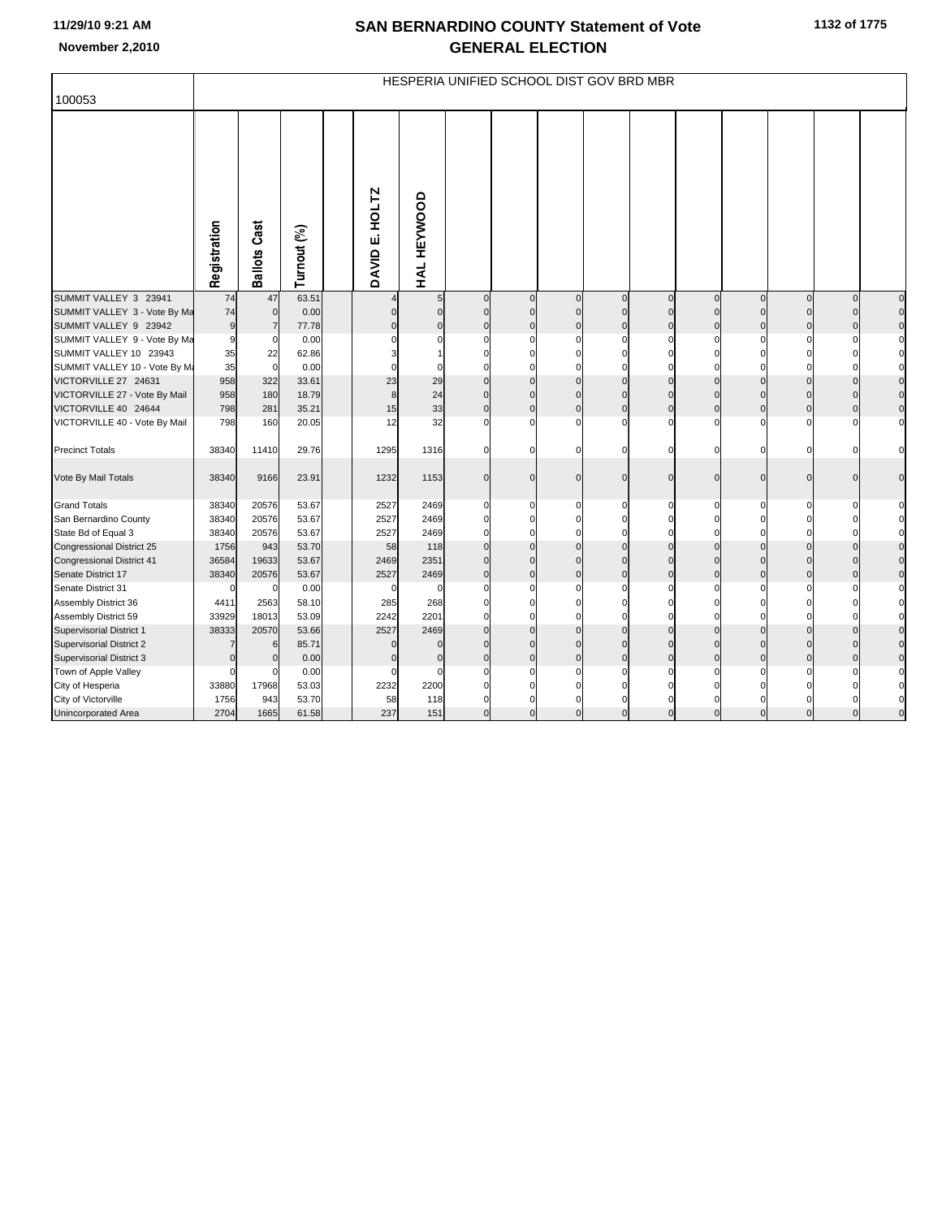# SAN BERNARDINO COUNTY Statement of Vote
# GENERAL ELECTION

11/29/10 9:21 AM
November 2,2010

HESPERIA UNIFIED SCHOOL DIST GOV BRD MBR

| 100053 | Registration | Ballots Cast | Turnout (%) | | DAVID E. HOLTZ | HAL HEYWOOD | | | | | | | | | | |
|---|---|---|---|---|---|---|---|---|---|---|---|---|---|---|---|---|
| SUMMIT VALLEY 3 23941 | 74 | 47 | 63.51 | | 4 | 5 | 0 | 0 | 0 | 0 | 0 | 0 | 0 | 0 | 0 | 0 |
| SUMMIT VALLEY 3 - Vote By Ma | 74 | 0 | 0.00 | | 0 | 0 | 0 | 0 | 0 | 0 | 0 | 0 | 0 | 0 | 0 | 0 |
| SUMMIT VALLEY 9 23942 | 9 | 7 | 77.78 | | 0 | 0 | 0 | 0 | 0 | 0 | 0 | 0 | 0 | 0 | 0 | 0 |
| SUMMIT VALLEY 9 - Vote By Ma | 9 | 0 | 0.00 | | 0 | 0 | 0 | 0 | 0 | 0 | 0 | 0 | 0 | 0 | 0 | 0 |
| SUMMIT VALLEY 10 23943 | 35 | 22 | 62.86 | | 3 | 1 | 0 | 0 | 0 | 0 | 0 | 0 | 0 | 0 | 0 | 0 |
| SUMMIT VALLEY 10 - Vote By Ma | 35 | 0 | 0.00 | | 0 | 0 | 0 | 0 | 0 | 0 | 0 | 0 | 0 | 0 | 0 | 0 |
| VICTORVILLE 27 24631 | 958 | 322 | 33.61 | | 23 | 29 | 0 | 0 | 0 | 0 | 0 | 0 | 0 | 0 | 0 | 0 |
| VICTORVILLE 27 - Vote By Mail | 958 | 180 | 18.79 | | 8 | 24 | 0 | 0 | 0 | 0 | 0 | 0 | 0 | 0 | 0 | 0 |
| VICTORVILLE 40 24644 | 798 | 281 | 35.21 | | 15 | 33 | 0 | 0 | 0 | 0 | 0 | 0 | 0 | 0 | 0 | 0 |
| VICTORVILLE 40 - Vote By Mail | 798 | 160 | 20.05 | | 12 | 32 | 0 | 0 | 0 | 0 | 0 | 0 | 0 | 0 | 0 | 0 |
| Precinct Totals | 38340 | 11410 | 29.76 | | 1295 | 1316 | 0 | 0 | 0 | 0 | 0 | 0 | 0 | 0 | 0 | 0 |
| Vote By Mail Totals | 38340 | 9166 | 23.91 | | 1232 | 1153 | 0 | 0 | 0 | 0 | 0 | 0 | 0 | 0 | 0 | 0 |
| Grand Totals | 38340 | 20576 | 53.67 | | 2527 | 2469 | 0 | 0 | 0 | 0 | 0 | 0 | 0 | 0 | 0 | 0 |
| San Bernardino County | 38340 | 20576 | 53.67 | | 2527 | 2469 | 0 | 0 | 0 | 0 | 0 | 0 | 0 | 0 | 0 | 0 |
| State Bd of Equal 3 | 38340 | 20576 | 53.67 | | 2527 | 2469 | 0 | 0 | 0 | 0 | 0 | 0 | 0 | 0 | 0 | 0 |
| Congressional District 25 | 1756 | 943 | 53.70 | | 58 | 118 | 0 | 0 | 0 | 0 | 0 | 0 | 0 | 0 | 0 | 0 |
| Congressional District 41 | 36584 | 19633 | 53.67 | | 2469 | 2351 | 0 | 0 | 0 | 0 | 0 | 0 | 0 | 0 | 0 | 0 |
| Senate District 17 | 38340 | 20576 | 53.67 | | 2527 | 2469 | 0 | 0 | 0 | 0 | 0 | 0 | 0 | 0 | 0 | 0 |
| Senate District 31 | 0 | 0 | 0.00 | | 0 | 0 | 0 | 0 | 0 | 0 | 0 | 0 | 0 | 0 | 0 | 0 |
| Assembly District 36 | 4411 | 2563 | 58.10 | | 285 | 268 | 0 | 0 | 0 | 0 | 0 | 0 | 0 | 0 | 0 | 0 |
| Assembly District 59 | 33929 | 18013 | 53.09 | | 2242 | 2201 | 0 | 0 | 0 | 0 | 0 | 0 | 0 | 0 | 0 | 0 |
| Supervisorial District 1 | 38333 | 20570 | 53.66 | | 2527 | 2469 | 0 | 0 | 0 | 0 | 0 | 0 | 0 | 0 | 0 | 0 |
| Supervisorial District 2 | 7 | 6 | 85.71 | | 0 | 0 | 0 | 0 | 0 | 0 | 0 | 0 | 0 | 0 | 0 | 0 |
| Supervisorial District 3 | 0 | 0 | 0.00 | | 0 | 0 | 0 | 0 | 0 | 0 | 0 | 0 | 0 | 0 | 0 | 0 |
| Town of Apple Valley | 0 | 0 | 0.00 | | 0 | 0 | 0 | 0 | 0 | 0 | 0 | 0 | 0 | 0 | 0 | 0 |
| City of Hesperia | 33880 | 17968 | 53.03 | | 2232 | 2200 | 0 | 0 | 0 | 0 | 0 | 0 | 0 | 0 | 0 | 0 |
| City of Victorville | 1756 | 943 | 53.70 | | 58 | 118 | 0 | 0 | 0 | 0 | 0 | 0 | 0 | 0 | 0 | 0 |
| Unincorporated Area | 2704 | 1665 | 61.58 | | 237 | 151 | 0 | 0 | 0 | 0 | 0 | 0 | 0 | 0 | 0 | 0 |